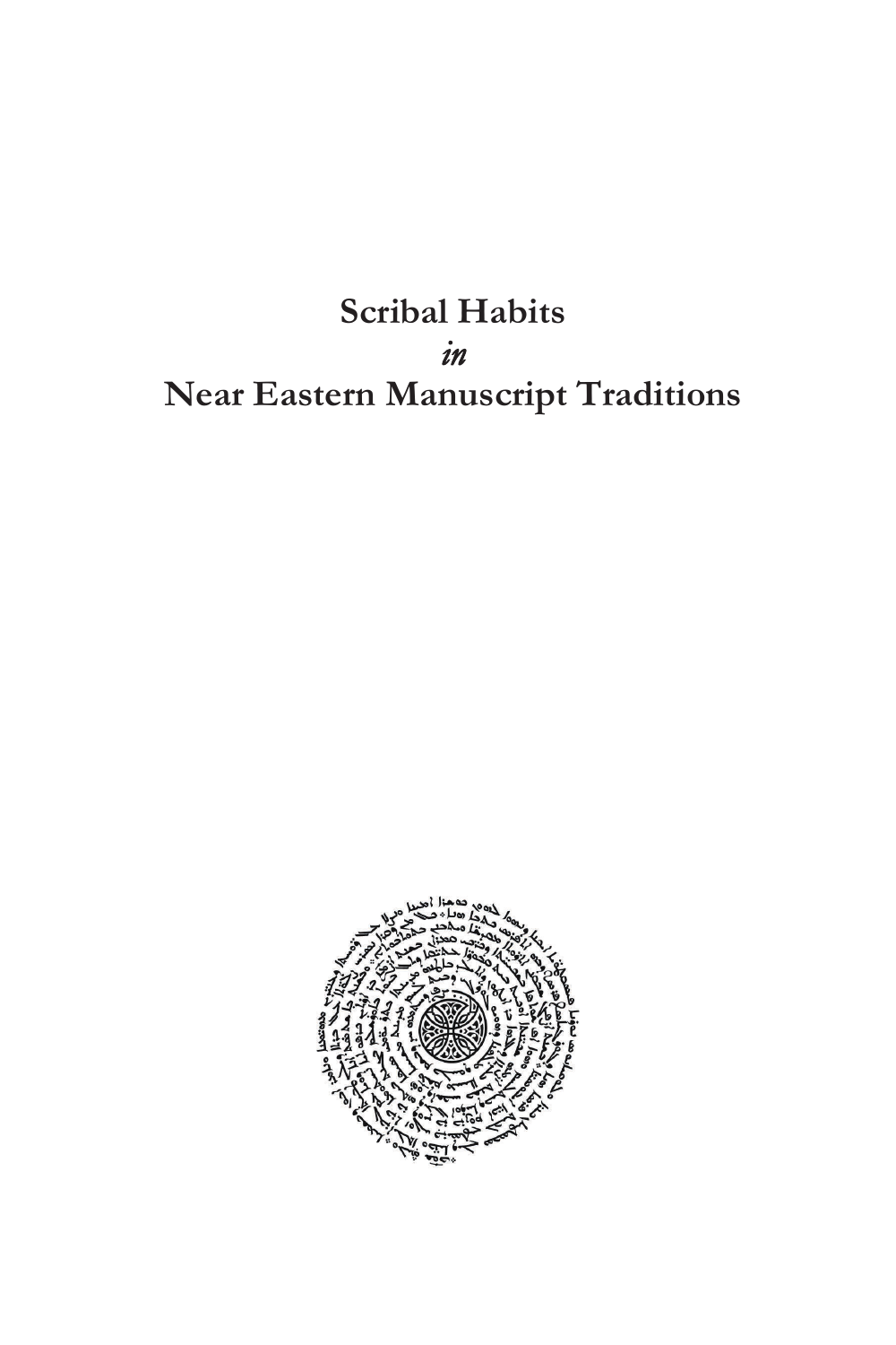# Scribal Habits
*in*
# Near Eastern Manuscript Traditions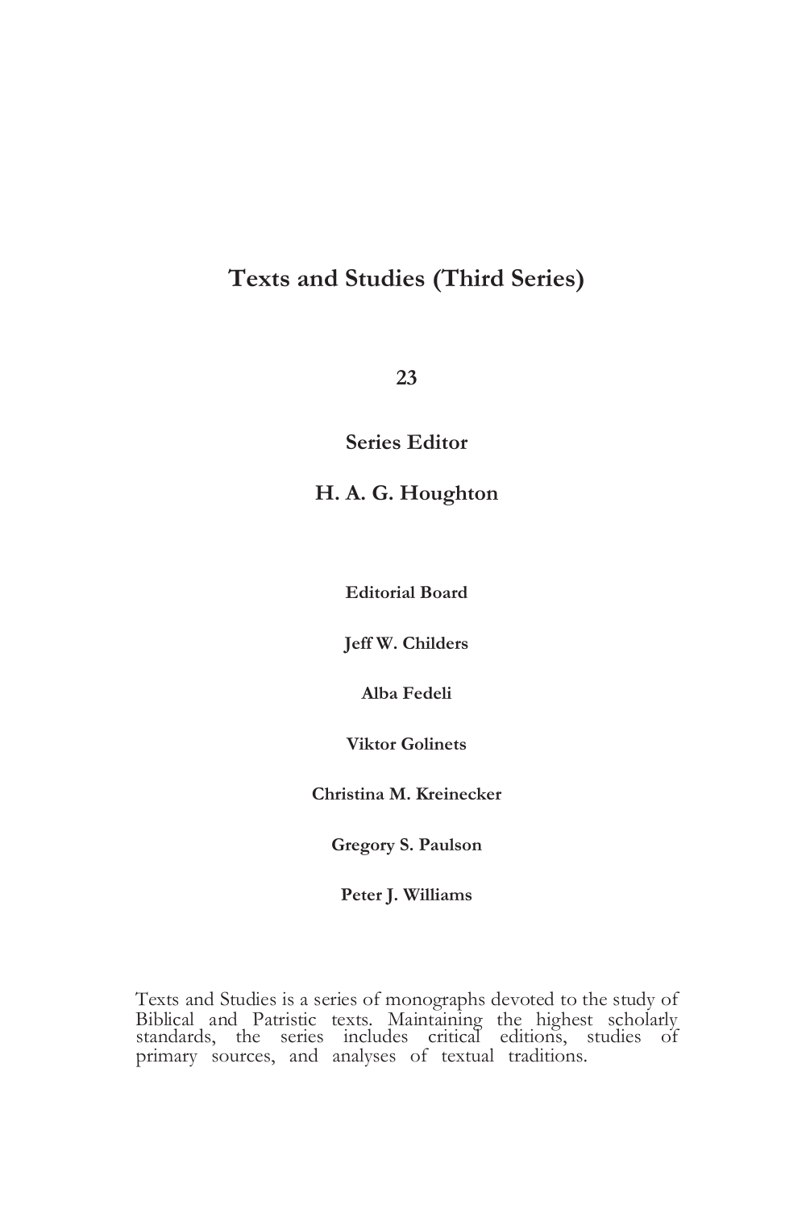# Texts and Studies (Third Series)

**23**

**Series Editor**

**H. A. G. Houghton**

**Editorial Board**

**Jeff W. Childers**

**Alba Fedeli**

**Viktor Golinets**

**Christina M. Kreinecker**

**Gregory S. Paulson**

**Peter J. Williams**

Texts and Studies is a series of monographs devoted to the study of Biblical and Patristic texts. Maintaining the highest scholarly standards, the series includes critical editions, studies of primary sources, and analyses of textual traditions.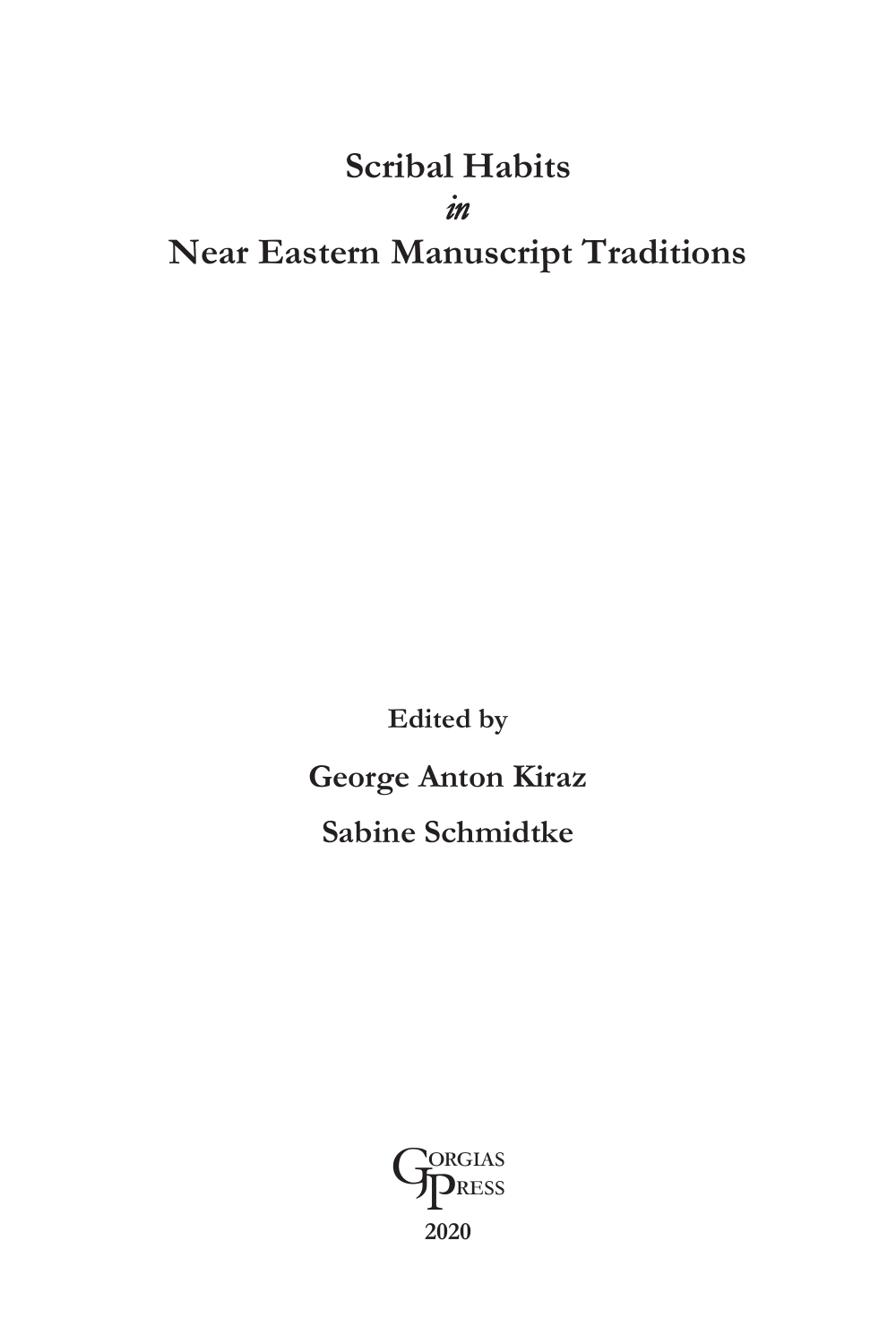# Scribal Habits
*in*
# Near Eastern Manuscript Traditions

**Edited by**

**George Anton Kiraz**

**Sabine Schmidtke**

GORGIAS PRESS

**2020**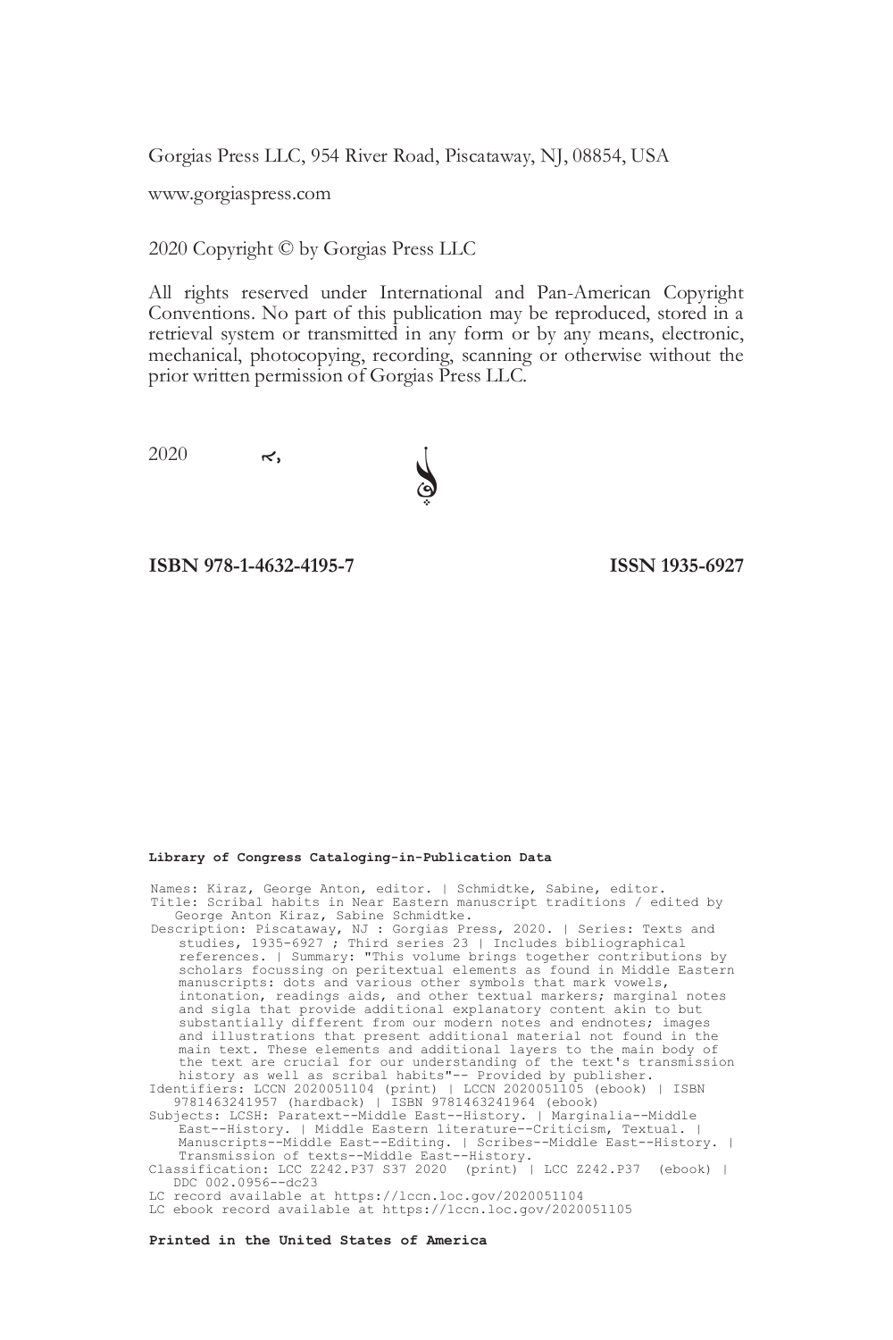Gorgias Press LLC, 954 River Road, Piscataway, NJ, 08854, USA

www.gorgiaspress.com

2020 Copyright © by Gorgias Press LLC

All rights reserved under International and Pan-American Copyright Conventions. No part of this publication may be reproduced, stored in a retrieval system or transmitted in any form or by any means, electronic, mechanical, photocopying, recording, scanning or otherwise without the prior written permission of Gorgias Press LLC.

2020 ܐ

**ISBN 978-1-4632-4195-7** **ISSN 1935-6927**

**Library of Congress Cataloging-in-Publication Data**

Names: Kiraz, George Anton, editor. | Schmidtke, Sabine, editor.
Title: Scribal habits in Near Eastern manuscript traditions / edited by George Anton Kiraz, Sabine Schmidtke.
Description: Piscataway, NJ : Gorgias Press, 2020. | Series: Texts and studies, 1935-6927 ; Third series 23 | Includes bibliographical references. | Summary: "This volume brings together contributions by scholars focussing on peritextual elements as found in Middle Eastern manuscripts: dots and various other symbols that mark vowels, intonation, readings aids, and other textual markers; marginal notes and sigla that provide additional explanatory content akin to but substantially different from our modern notes and endnotes; images and illustrations that present additional material not found in the main text. These elements and additional layers to the main body of the text are crucial for our understanding of the text's transmission history as well as scribal habits"-- Provided by publisher.
Identifiers: LCCN 2020051104 (print) | LCCN 2020051105 (ebook) | ISBN 9781463241957 (hardback) | ISBN 9781463241964 (ebook)
Subjects: LCSH: Paratext--Middle East--History. | Marginalia--Middle East--History. | Middle Eastern literature--Criticism, Textual. | Manuscripts--Middle East--Editing. | Scribes--Middle East--History. | Transmission of texts--Middle East--History.
Classification: LCC Z242.P37 S37 2020 (print) | LCC Z242.P37 (ebook) | DDC 002.0956--dc23
LC record available at https://lccn.loc.gov/2020051104
LC ebook record available at https://lccn.loc.gov/2020051105

**Printed in the United States of America**